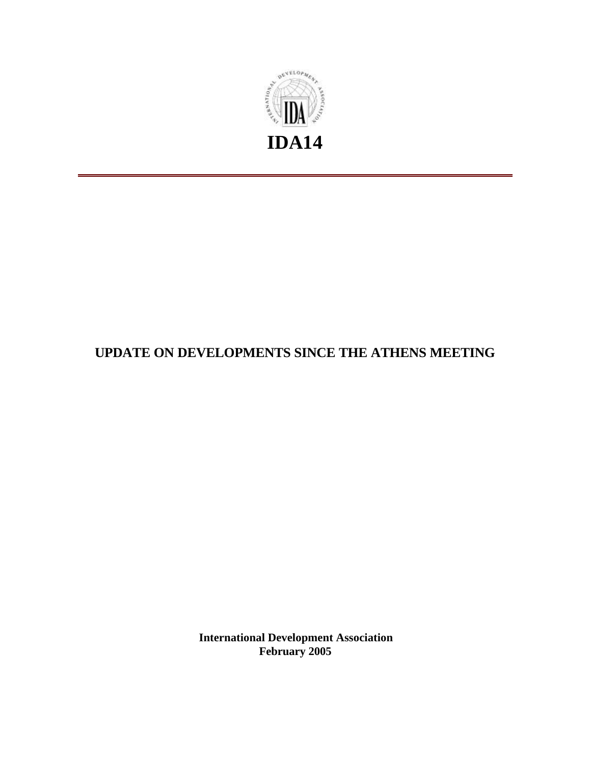# IDA14

## UPDATE ON DEVELOPMENTS SINCE THE ATHENS MEETING

**International Development Association**
**February 2005**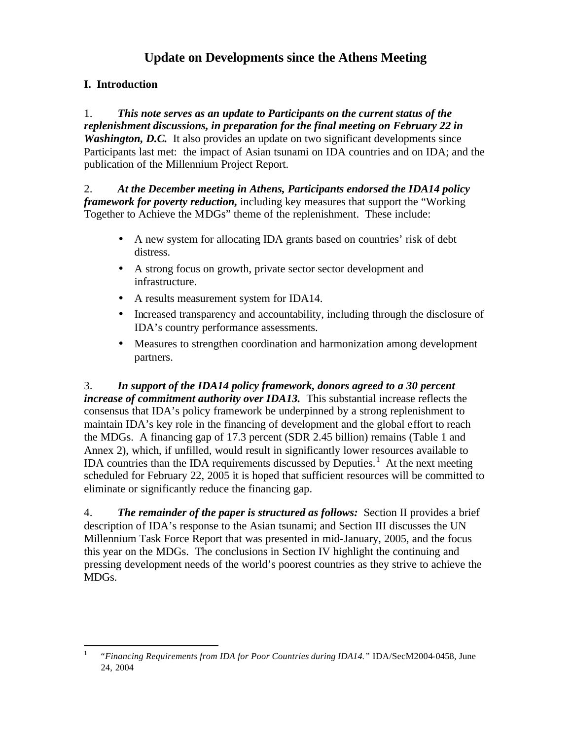// Update on Developments since the Athens Meeting

## I. Introduction

1. ***This note serves as an update to Participants on the current status of the replenishment discussions, in preparation for the final meeting on February 22 in Washington, D.C.*** It also provides an update on two significant developments since Participants last met: the impact of Asian tsunami on IDA countries and on IDA; and the publication of the Millennium Project Report.

2. ***At the December meeting in Athens, Participants endorsed the IDA14 policy framework for poverty reduction,*** including key measures that support the "Working Together to Achieve the MDGs" theme of the replenishment. These include:

- A new system for allocating IDA grants based on countries' risk of debt distress.
- A strong focus on growth, private sector sector development and infrastructure.
- A results measurement system for IDA14.
- Increased transparency and accountability, including through the disclosure of IDA's country performance assessments.
- Measures to strengthen coordination and harmonization among development partners.

3. ***In support of the IDA14 policy framework, donors agreed to a 30 percent increase of commitment authority over IDA13.*** This substantial increase reflects the consensus that IDA's policy framework be underpinned by a strong replenishment to maintain IDA's key role in the financing of development and the global effort to reach the MDGs. A financing gap of 17.3 percent (SDR 2.45 billion) remains (Table 1 and Annex 2), which, if unfilled, would result in significantly lower resources available to IDA countries than the IDA requirements discussed by Deputies.[1] At the next meeting scheduled for February 22, 2005 it is hoped that sufficient resources will be committed to eliminate or significantly reduce the financing gap.

4. ***The remainder of the paper is structured as follows:*** Section II provides a brief description of IDA's response to the Asian tsunami; and Section III discusses the UN Millennium Task Force Report that was presented in mid-January, 2005, and the focus this year on the MDGs. The conclusions in Section IV highlight the continuing and pressing development needs of the world's poorest countries as they strive to achieve the MDGs.

---

[1] *"Financing Requirements from IDA for Poor Countries during IDA14."* IDA/SecM2004-0458, June 24, 2004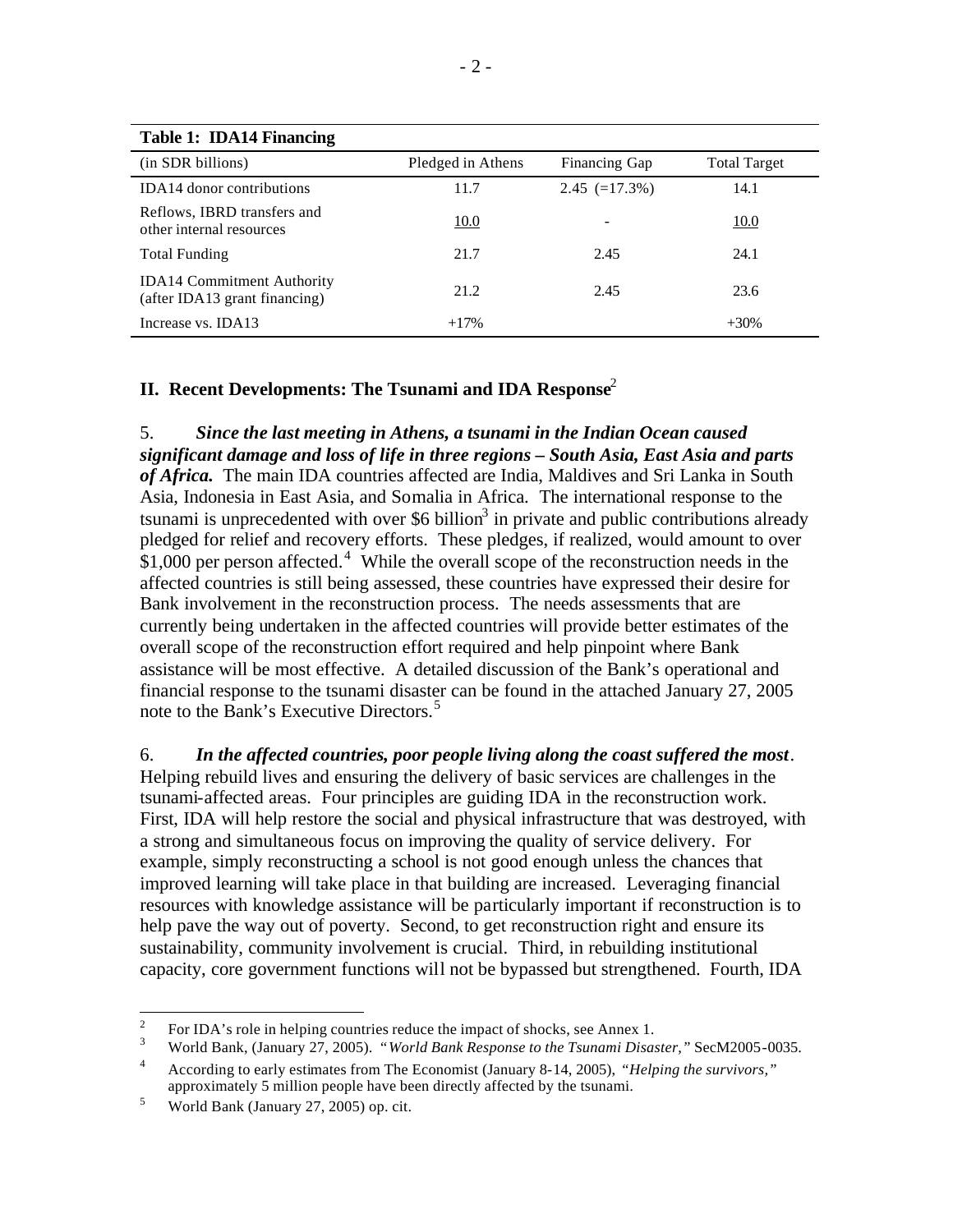**Table 1: IDA14 Financing**

| (in SDR billions) | Pledged in Athens | Financing Gap | Total Target |
|---|---|---|---|
| IDA14 donor contributions | 11.7 | 2.45 (=17.3%) | 14.1 |
| Reflows, IBRD transfers and other internal resources | 10.0 | - | 10.0 |
| Total Funding | 21.7 | 2.45 | 24.1 |
| IDA14 Commitment Authority (after IDA13 grant financing) | 21.2 | 2.45 | 23.6 |
| Increase vs. IDA13 | +17% | | +30% |

## II. Recent Developments: The Tsunami and IDA Response[2]

5. ***Since the last meeting in Athens, a tsunami in the Indian Ocean caused significant damage and loss of life in three regions – South Asia, East Asia and parts of Africa.*** The main IDA countries affected are India, Maldives and Sri Lanka in South Asia, Indonesia in East Asia, and Somalia in Africa. The international response to the tsunami is unprecedented with over \$6 billion[3] in private and public contributions already pledged for relief and recovery efforts. These pledges, if realized, would amount to over \$1,000 per person affected.[4] While the overall scope of the reconstruction needs in the affected countries is still being assessed, these countries have expressed their desire for Bank involvement in the reconstruction process. The needs assessments that are currently being undertaken in the affected countries will provide better estimates of the overall scope of the reconstruction effort required and help pinpoint where Bank assistance will be most effective. A detailed discussion of the Bank's operational and financial response to the tsunami disaster can be found in the attached January 27, 2005 note to the Bank's Executive Directors.[5]

6. ***In the affected countries, poor people living along the coast suffered the most***. Helping rebuild lives and ensuring the delivery of basic services are challenges in the tsunami-affected areas. Four principles are guiding IDA in the reconstruction work. First, IDA will help restore the social and physical infrastructure that was destroyed, with a strong and simultaneous focus on improving the quality of service delivery. For example, simply reconstructing a school is not good enough unless the chances that improved learning will take place in that building are increased. Leveraging financial resources with knowledge assistance will be particularly important if reconstruction is to help pave the way out of poverty. Second, to get reconstruction right and ensure its sustainability, community involvement is crucial. Third, in rebuilding institutional capacity, core government functions will not be bypassed but strengthened. Fourth, IDA

---

[2] For IDA's role in helping countries reduce the impact of shocks, see Annex 1.

[3] World Bank, (January 27, 2005). "*World Bank Response to the Tsunami Disaster,*" SecM2005-0035.

[4] According to early estimates from The Economist (January 8-14, 2005), *"Helping the survivors,"* approximately 5 million people have been directly affected by the tsunami.

[5] World Bank (January 27, 2005) op. cit.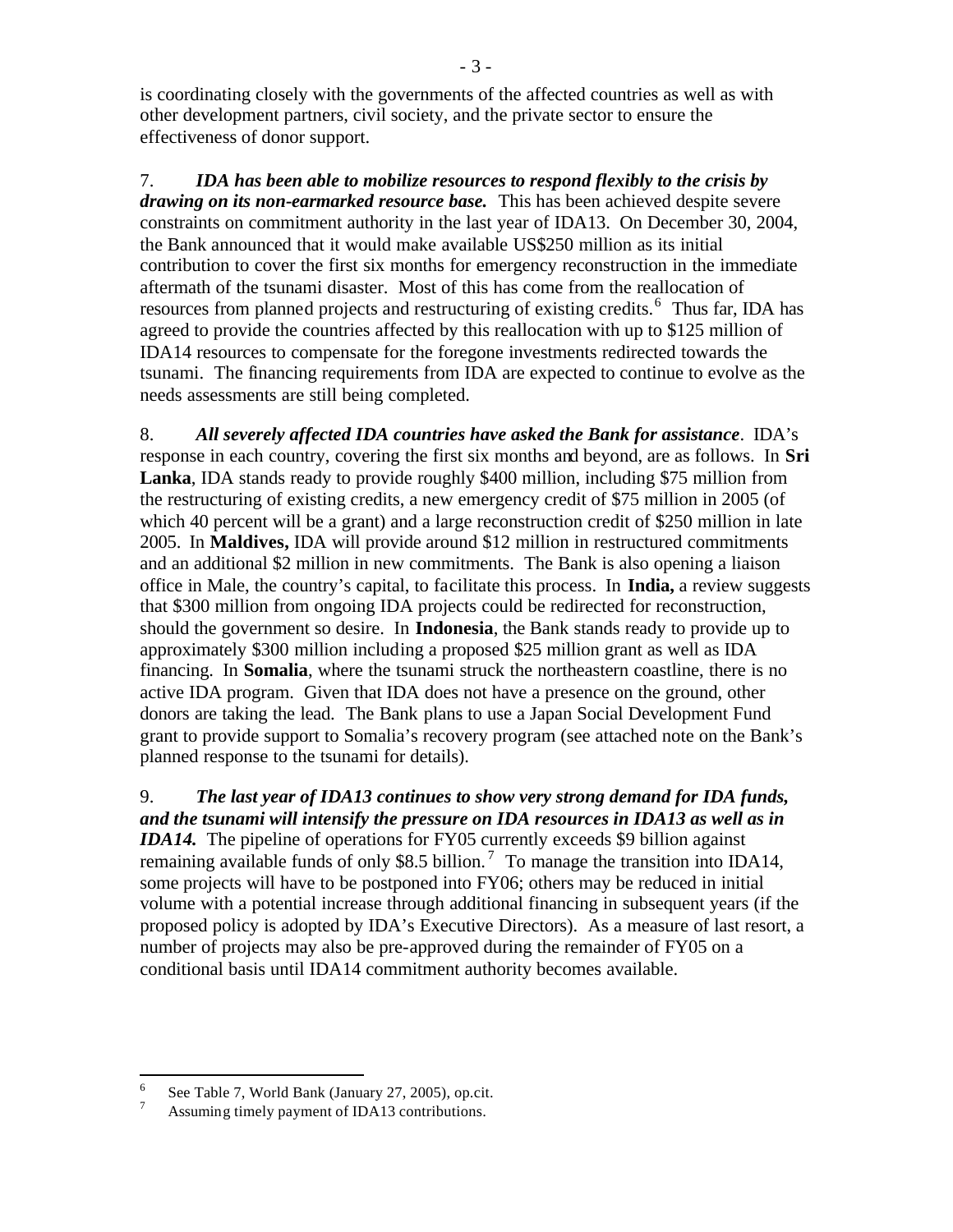is coordinating closely with the governments of the affected countries as well as with other development partners, civil society, and the private sector to ensure the effectiveness of donor support.

7. ***IDA has been able to mobilize resources to respond flexibly to the crisis by drawing on its non-earmarked resource base.*** This has been achieved despite severe constraints on commitment authority in the last year of IDA13. On December 30, 2004, the Bank announced that it would make available US$250 million as its initial contribution to cover the first six months for emergency reconstruction in the immediate aftermath of the tsunami disaster. Most of this has come from the reallocation of resources from planned projects and restructuring of existing credits.[6] Thus far, IDA has agreed to provide the countries affected by this reallocation with up to $125 million of IDA14 resources to compensate for the foregone investments redirected towards the tsunami. The financing requirements from IDA are expected to continue to evolve as the needs assessments are still being completed.

8. ***All severely affected IDA countries have asked the Bank for assistance***. IDA's response in each country, covering the first six months and beyond, are as follows. In **Sri Lanka**, IDA stands ready to provide roughly $400 million, including $75 million from the restructuring of existing credits, a new emergency credit of $75 million in 2005 (of which 40 percent will be a grant) and a large reconstruction credit of $250 million in late 2005. In **Maldives,** IDA will provide around $12 million in restructured commitments and an additional $2 million in new commitments. The Bank is also opening a liaison office in Male, the country's capital, to facilitate this process. In **India,** a review suggests that $300 million from ongoing IDA projects could be redirected for reconstruction, should the government so desire. In **Indonesia**, the Bank stands ready to provide up to approximately $300 million including a proposed $25 million grant as well as IDA financing. In **Somalia**, where the tsunami struck the northeastern coastline, there is no active IDA program. Given that IDA does not have a presence on the ground, other donors are taking the lead. The Bank plans to use a Japan Social Development Fund grant to provide support to Somalia's recovery program (see attached note on the Bank's planned response to the tsunami for details).

9. ***The last year of IDA13 continues to show very strong demand for IDA funds, and the tsunami will intensify the pressure on IDA resources in IDA13 as well as in IDA14.*** The pipeline of operations for FY05 currently exceeds $9 billion against remaining available funds of only $8.5 billion.[7] To manage the transition into IDA14, some projects will have to be postponed into FY06; others may be reduced in initial volume with a potential increase through additional financing in subsequent years (if the proposed policy is adopted by IDA's Executive Directors). As a measure of last resort, a number of projects may also be pre-approved during the remainder of FY05 on a conditional basis until IDA14 commitment authority becomes available.

---

[6] See Table 7, World Bank (January 27, 2005), op.cit.

[7] Assuming timely payment of IDA13 contributions.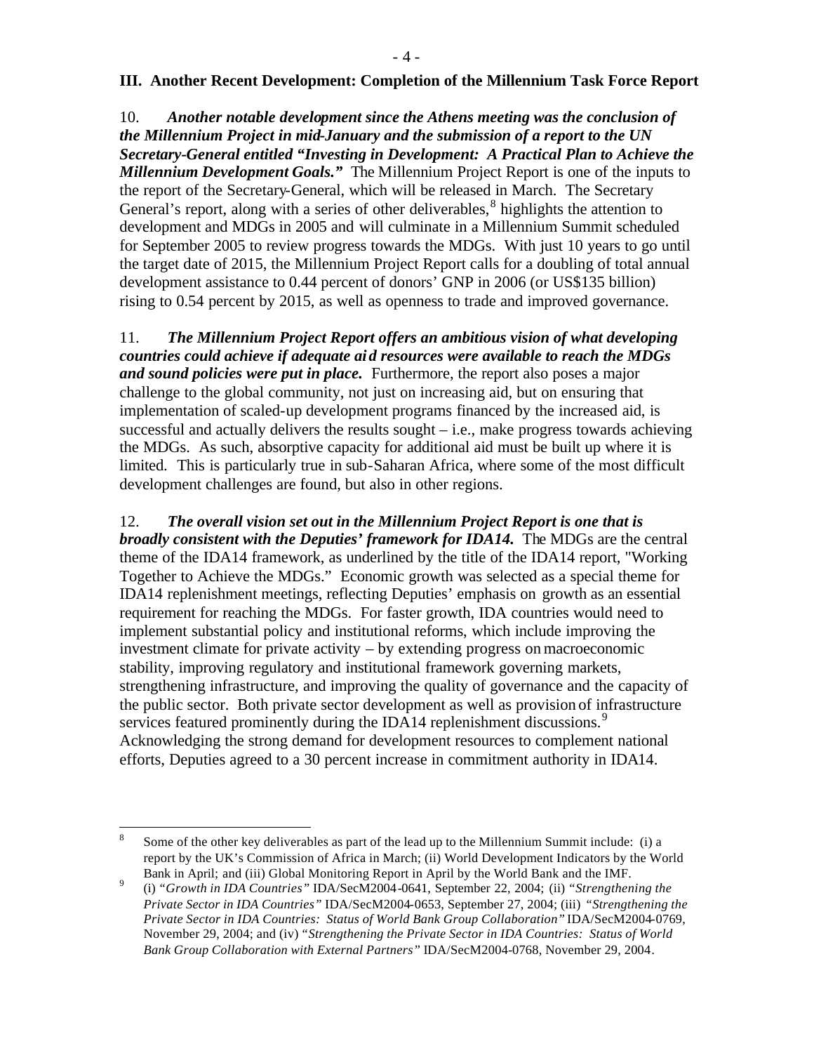### III. Another Recent Development: Completion of the Millennium Task Force Report

10. ***Another notable development since the Athens meeting was the conclusion of the Millennium Project in mid-January and the submission of a report to the UN Secretary-General entitled "Investing in Development: A Practical Plan to Achieve the Millennium Development Goals."*** The Millennium Project Report is one of the inputs to the report of the Secretary-General, which will be released in March. The Secretary General's report, along with a series of other deliverables,[8] highlights the attention to development and MDGs in 2005 and will culminate in a Millennium Summit scheduled for September 2005 to review progress towards the MDGs. With just 10 years to go until the target date of 2015, the Millennium Project Report calls for a doubling of total annual development assistance to 0.44 percent of donors' GNP in 2006 (or US$135 billion) rising to 0.54 percent by 2015, as well as openness to trade and improved governance.

11. ***The Millennium Project Report offers an ambitious vision of what developing countries could achieve if adequate aid resources were available to reach the MDGs and sound policies were put in place.*** Furthermore, the report also poses a major challenge to the global community, not just on increasing aid, but on ensuring that implementation of scaled-up development programs financed by the increased aid, is successful and actually delivers the results sought – i.e., make progress towards achieving the MDGs. As such, absorptive capacity for additional aid must be built up where it is limited. This is particularly true in sub-Saharan Africa, where some of the most difficult development challenges are found, but also in other regions.

12. ***The overall vision set out in the Millennium Project Report is one that is broadly consistent with the Deputies' framework for IDA14.*** The MDGs are the central theme of the IDA14 framework, as underlined by the title of the IDA14 report, "Working Together to Achieve the MDGs." Economic growth was selected as a special theme for IDA14 replenishment meetings, reflecting Deputies' emphasis on growth as an essential requirement for reaching the MDGs. For faster growth, IDA countries would need to implement substantial policy and institutional reforms, which include improving the investment climate for private activity – by extending progress on macroeconomic stability, improving regulatory and institutional framework governing markets, strengthening infrastructure, and improving the quality of governance and the capacity of the public sector. Both private sector development as well as provision of infrastructure services featured prominently during the IDA14 replenishment discussions.[9] Acknowledging the strong demand for development resources to complement national efforts, Deputies agreed to a 30 percent increase in commitment authority in IDA14.

---

[8] Some of the other key deliverables as part of the lead up to the Millennium Summit include: (i) a report by the UK's Commission of Africa in March; (ii) World Development Indicators by the World Bank in April; and (iii) Global Monitoring Report in April by the World Bank and the IMF.

[9] (i) *"Growth in IDA Countries"* IDA/SecM2004-0641, September 22, 2004; (ii) *"Strengthening the Private Sector in IDA Countries"* IDA/SecM2004-0653, September 27, 2004; (iii) *"Strengthening the Private Sector in IDA Countries: Status of World Bank Group Collaboration"* IDA/SecM2004-0769, November 29, 2004; and (iv) *"Strengthening the Private Sector in IDA Countries: Status of World Bank Group Collaboration with External Partners"* IDA/SecM2004-0768, November 29, 2004.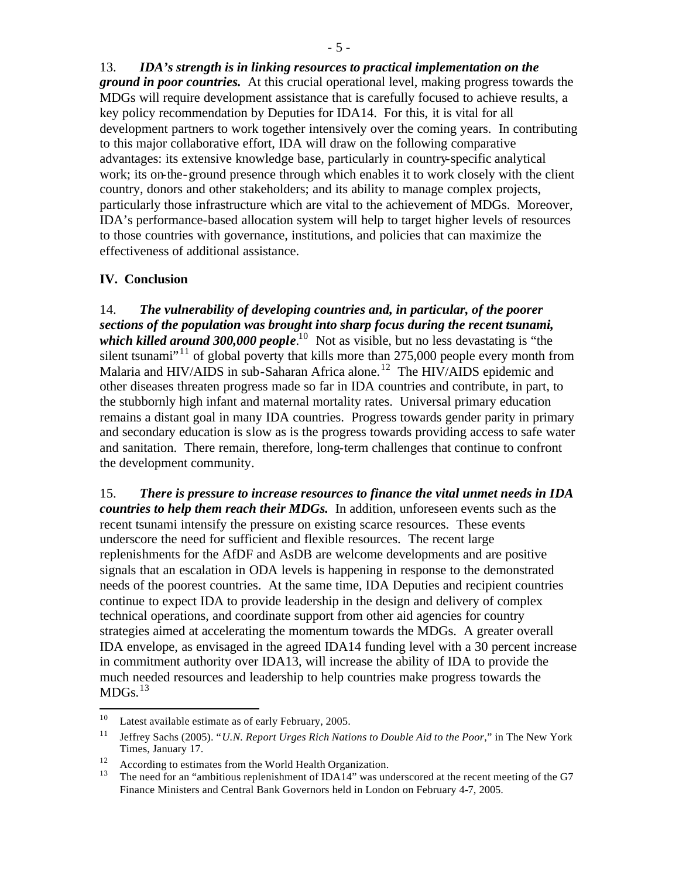13. ***IDA's strength is in linking resources to practical implementation on the ground in poor countries.*** At this crucial operational level, making progress towards the MDGs will require development assistance that is carefully focused to achieve results, a key policy recommendation by Deputies for IDA14. For this, it is vital for all development partners to work together intensively over the coming years. In contributing to this major collaborative effort, IDA will draw on the following comparative advantages: its extensive knowledge base, particularly in country-specific analytical work; its on-the-ground presence through which enables it to work closely with the client country, donors and other stakeholders; and its ability to manage complex projects, particularly those infrastructure which are vital to the achievement of MDGs. Moreover, IDA's performance-based allocation system will help to target higher levels of resources to those countries with governance, institutions, and policies that can maximize the effectiveness of additional assistance.

## IV. Conclusion

14. ***The vulnerability of developing countries and, in particular, of the poorer sections of the population was brought into sharp focus during the recent tsunami, which killed around 300,000 people***.[10] Not as visible, but no less devastating is "the silent tsunami"[11] of global poverty that kills more than 275,000 people every month from Malaria and HIV/AIDS in sub-Saharan Africa alone.[12] The HIV/AIDS epidemic and other diseases threaten progress made so far in IDA countries and contribute, in part, to the stubbornly high infant and maternal mortality rates. Universal primary education remains a distant goal in many IDA countries. Progress towards gender parity in primary and secondary education is slow as is the progress towards providing access to safe water and sanitation. There remain, therefore, long-term challenges that continue to confront the development community.

15. ***There is pressure to increase resources to finance the vital unmet needs in IDA countries to help them reach their MDGs.*** In addition, unforeseen events such as the recent tsunami intensify the pressure on existing scarce resources. These events underscore the need for sufficient and flexible resources. The recent large replenishments for the AfDF and AsDB are welcome developments and are positive signals that an escalation in ODA levels is happening in response to the demonstrated needs of the poorest countries. At the same time, IDA Deputies and recipient countries continue to expect IDA to provide leadership in the design and delivery of complex technical operations, and coordinate support from other aid agencies for country strategies aimed at accelerating the momentum towards the MDGs. A greater overall IDA envelope, as envisaged in the agreed IDA14 funding level with a 30 percent increase in commitment authority over IDA13, will increase the ability of IDA to provide the much needed resources and leadership to help countries make progress towards the MDGs.[13]

---

[10] Latest available estimate as of early February, 2005.

[11] Jeffrey Sachs (2005). "*U.N. Report Urges Rich Nations to Double Aid to the Poor,*" in The New York Times, January 17.

[12] According to estimates from the World Health Organization.

[13] The need for an "ambitious replenishment of IDA14" was underscored at the recent meeting of the G7 Finance Ministers and Central Bank Governors held in London on February 4-7, 2005.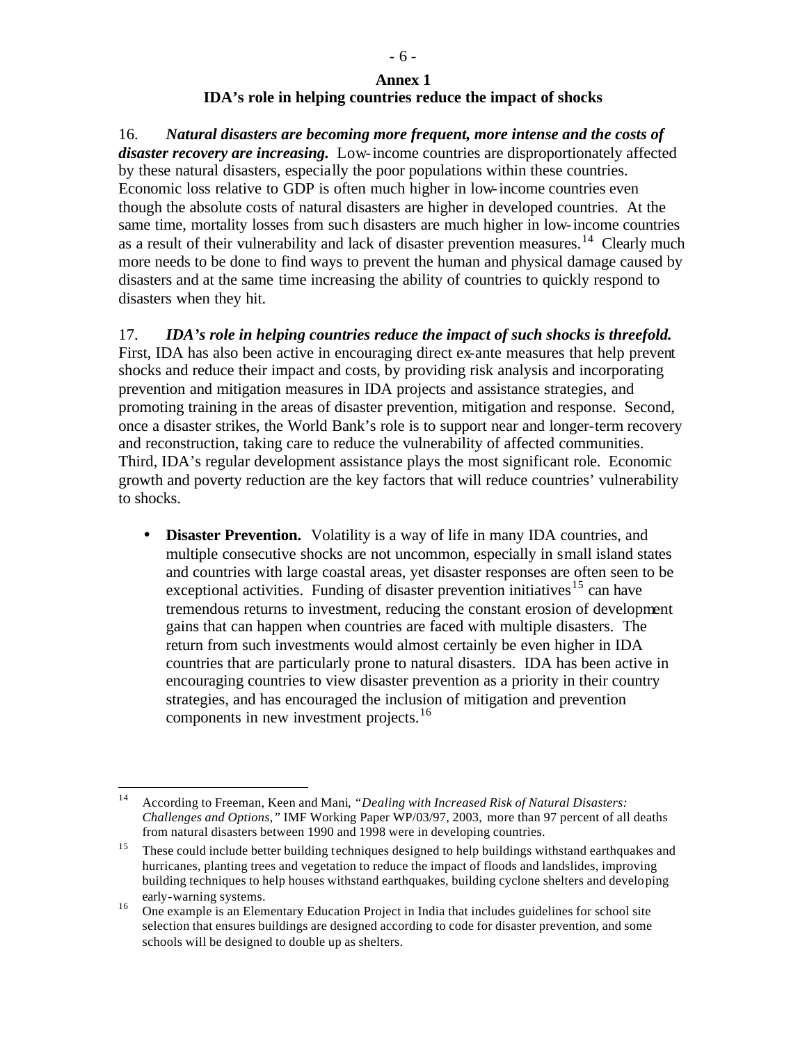## Annex 1
## IDA's role in helping countries reduce the impact of shocks

16. ***Natural disasters are becoming more frequent, more intense and the costs of disaster recovery are increasing.*** Low-income countries are disproportionately affected by these natural disasters, especially the poor populations within these countries. Economic loss relative to GDP is often much higher in low-income countries even though the absolute costs of natural disasters are higher in developed countries. At the same time, mortality losses from such disasters are much higher in low-income countries as a result of their vulnerability and lack of disaster prevention measures.[14] Clearly much more needs to be done to find ways to prevent the human and physical damage caused by disasters and at the same time increasing the ability of countries to quickly respond to disasters when they hit.

17. ***IDA's role in helping countries reduce the impact of such shocks is threefold.*** First, IDA has also been active in encouraging direct ex-ante measures that help prevent shocks and reduce their impact and costs, by providing risk analysis and incorporating prevention and mitigation measures in IDA projects and assistance strategies, and promoting training in the areas of disaster prevention, mitigation and response. Second, once a disaster strikes, the World Bank's role is to support near and longer-term recovery and reconstruction, taking care to reduce the vulnerability of affected communities. Third, IDA's regular development assistance plays the most significant role. Economic growth and poverty reduction are the key factors that will reduce countries' vulnerability to shocks.

- **Disaster Prevention.** Volatility is a way of life in many IDA countries, and multiple consecutive shocks are not uncommon, especially in small island states and countries with large coastal areas, yet disaster responses are often seen to be exceptional activities. Funding of disaster prevention initiatives[15] can have tremendous returns to investment, reducing the constant erosion of development gains that can happen when countries are faced with multiple disasters. The return from such investments would almost certainly be even higher in IDA countries that are particularly prone to natural disasters. IDA has been active in encouraging countries to view disaster prevention as a priority in their country strategies, and has encouraged the inclusion of mitigation and prevention components in new investment projects.[16]

---

[14] According to Freeman, Keen and Mani, *"Dealing with Increased Risk of Natural Disasters: Challenges and Options,"* IMF Working Paper WP/03/97, 2003, more than 97 percent of all deaths from natural disasters between 1990 and 1998 were in developing countries.

[15] These could include better building techniques designed to help buildings withstand earthquakes and hurricanes, planting trees and vegetation to reduce the impact of floods and landslides, improving building techniques to help houses withstand earthquakes, building cyclone shelters and developing early-warning systems.

[16] One example is an Elementary Education Project in India that includes guidelines for school site selection that ensures buildings are designed according to code for disaster prevention, and some schools will be designed to double up as shelters.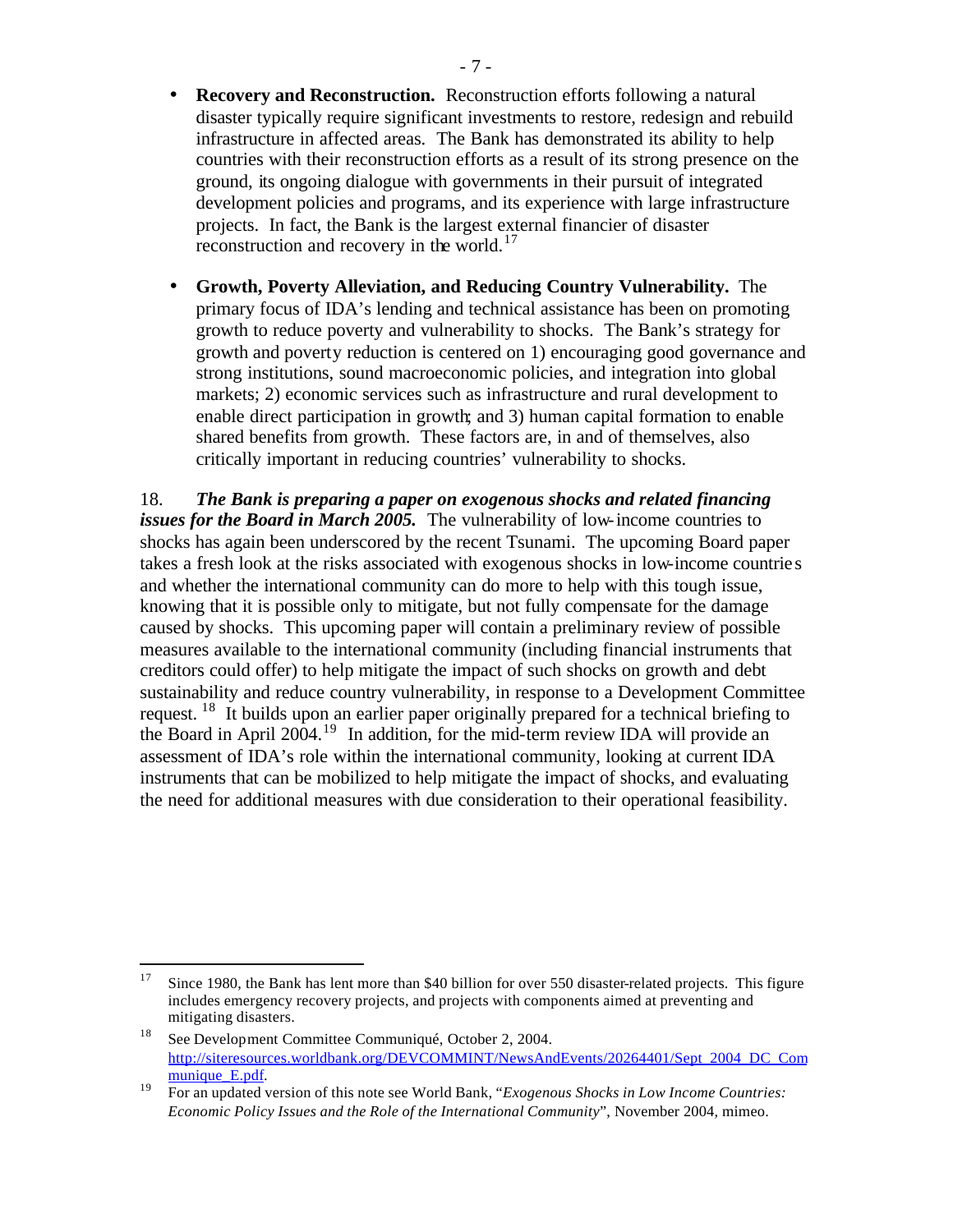- **Recovery and Reconstruction.** Reconstruction efforts following a natural disaster typically require significant investments to restore, redesign and rebuild infrastructure in affected areas. The Bank has demonstrated its ability to help countries with their reconstruction efforts as a result of its strong presence on the ground, its ongoing dialogue with governments in their pursuit of integrated development policies and programs, and its experience with large infrastructure projects. In fact, the Bank is the largest external financier of disaster reconstruction and recovery in the world.[17]

- **Growth, Poverty Alleviation, and Reducing Country Vulnerability.** The primary focus of IDA's lending and technical assistance has been on promoting growth to reduce poverty and vulnerability to shocks. The Bank's strategy for growth and poverty reduction is centered on 1) encouraging good governance and strong institutions, sound macroeconomic policies, and integration into global markets; 2) economic services such as infrastructure and rural development to enable direct participation in growth; and 3) human capital formation to enable shared benefits from growth. These factors are, in and of themselves, also critically important in reducing countries' vulnerability to shocks.

18. ***The Bank is preparing a paper on exogenous shocks and related financing issues for the Board in March 2005.*** The vulnerability of low-income countries to shocks has again been underscored by the recent Tsunami. The upcoming Board paper takes a fresh look at the risks associated with exogenous shocks in low-income countries and whether the international community can do more to help with this tough issue, knowing that it is possible only to mitigate, but not fully compensate for the damage caused by shocks. This upcoming paper will contain a preliminary review of possible measures available to the international community (including financial instruments that creditors could offer) to help mitigate the impact of such shocks on growth and debt sustainability and reduce country vulnerability, in response to a Development Committee request.[18] It builds upon an earlier paper originally prepared for a technical briefing to the Board in April 2004.[19] In addition, for the mid-term review IDA will provide an assessment of IDA's role within the international community, looking at current IDA instruments that can be mobilized to help mitigate the impact of shocks, and evaluating the need for additional measures with due consideration to their operational feasibility.

---

[17] Since 1980, the Bank has lent more than $40 billion for over 550 disaster-related projects. This figure includes emergency recovery projects, and projects with components aimed at preventing and mitigating disasters.

[18] See Development Committee Communiqué, October 2, 2004. http://siteresources.worldbank.org/DEVCOMMINT/NewsAndEvents/20264401/Sept_2004_DC_Communique_E.pdf.

[19] For an updated version of this note see World Bank, "*Exogenous Shocks in Low Income Countries: Economic Policy Issues and the Role of the International Community*", November 2004, mimeo.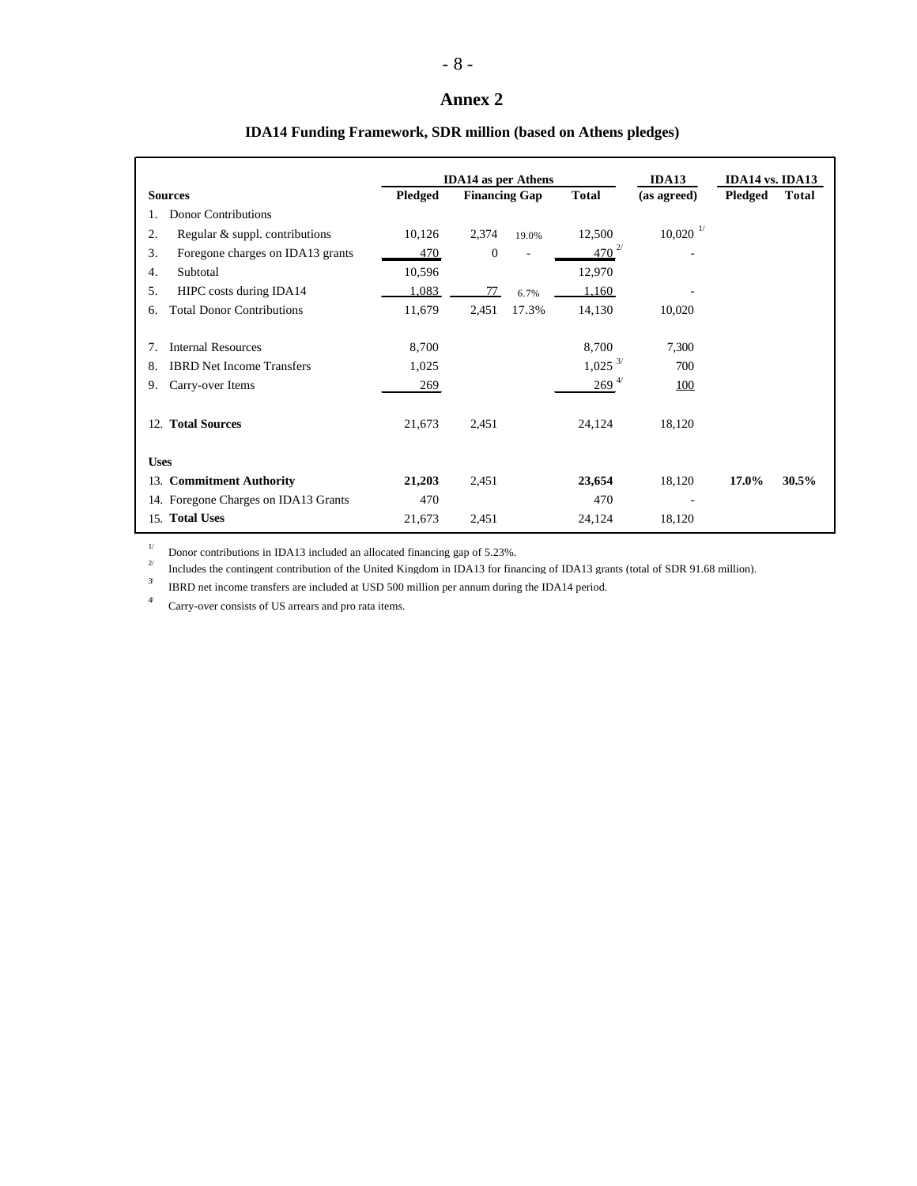## Annex 2

### IDA14 Funding Framework, SDR million (based on Athens pledges)

| Sources | IDA14 as per Athens | | | | IDA13 | IDA14 vs. IDA13 | |
|---|---|---|---|---|---|---|---|
| | Pledged | Financing Gap | | Total | (as agreed) | Pledged | Total |
| 1. Donor Contributions | | | | | | | |
| 2. Regular & suppl. contributions | 10,126 | 2,374 | 19.0% | 12,500 | 10,020 [1/] | | |
| 3. Foregone charges on IDA13 grants | 470 | 0 | - | 470 [2/] | - | | |
| 4. Subtotal | 10,596 | | | 12,970 | | | |
| 5. HIPC costs during IDA14 | 1,083 | 77 | 6.7% | 1,160 | - | | |
| 6. Total Donor Contributions | 11,679 | 2,451 | 17.3% | 14,130 | 10,020 | | |
| 7. Internal Resources | 8,700 | | | 8,700 | 7,300 | | |
| 8. IBRD Net Income Transfers | 1,025 | | | 1,025 [3/] | 700 | | |
| 9. Carry-over Items | 269 | | | 269 [4/] | 100 | | |
| 12. **Total Sources** | 21,673 | 2,451 | | 24,124 | 18,120 | | |
| **Uses** | | | | | | | |
| 13. **Commitment Authority** | **21,203** | 2,451 | | **23,654** | 18,120 | **17.0%** | **30.5%** |
| 14. Foregone Charges on IDA13 Grants | 470 | | | 470 | - | | |
| 15. **Total Uses** | 21,673 | 2,451 | | 24,124 | 18,120 | | |

[1/] Donor contributions in IDA13 included an allocated financing gap of 5.23%.

[2/] Includes the contingent contribution of the United Kingdom in IDA13 for financing of IDA13 grants (total of SDR 91.68 million).

[3/] IBRD net income transfers are included at USD 500 million per annum during the IDA14 period.

[4/] Carry-over consists of US arrears and pro rata items.